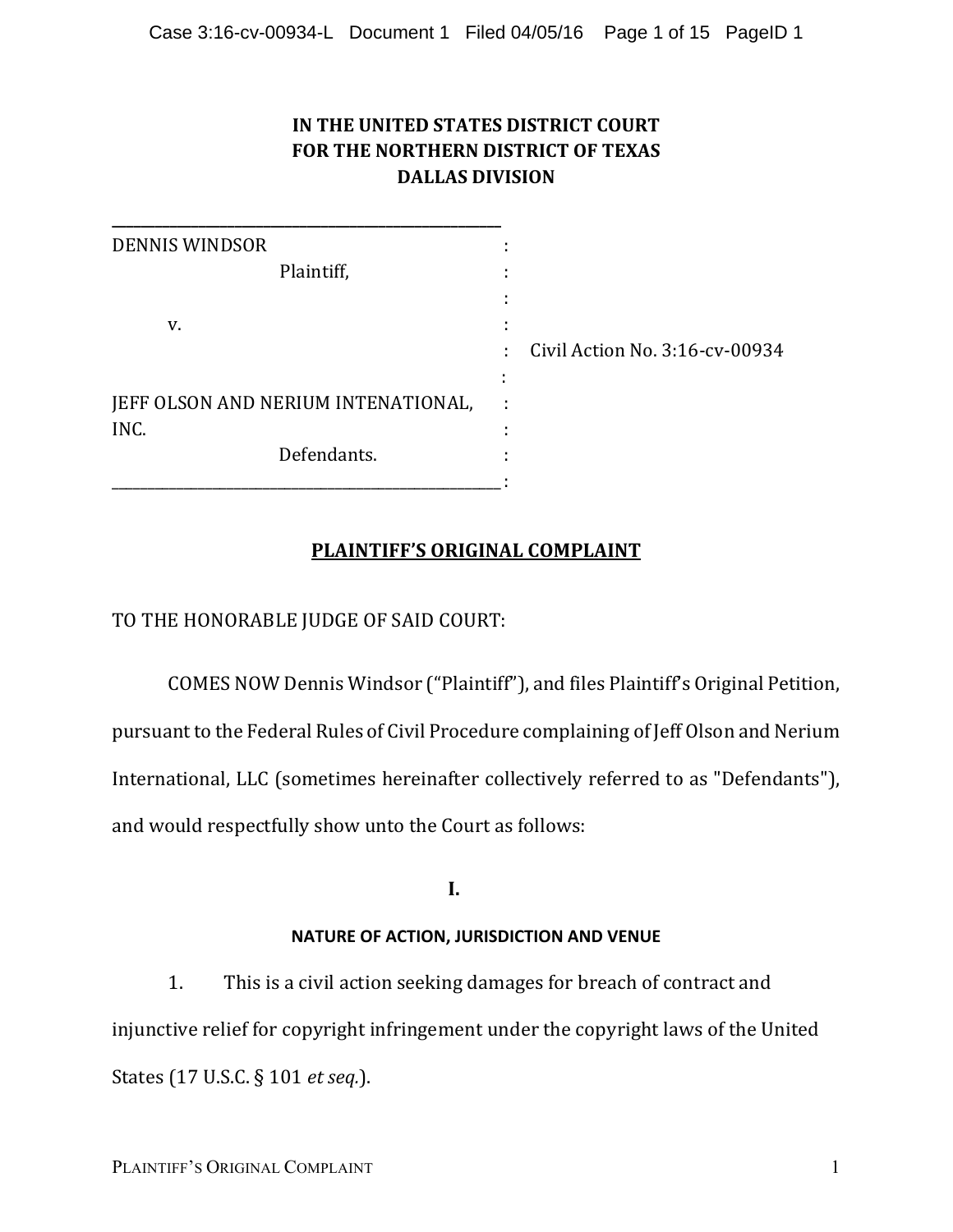**IN THE UNITED STATES DISTRICT COURT**
**FOR THE NORTHERN DISTRICT OF TEXAS**
**DALLAS DIVISION**

| | | |
|---|---|---|
| DENNIS WINDSOR | : | |
| Plaintiff, | : | |
| | : | |
| v. | : | |
| | : | Civil Action No. 3:16-cv-00934 |
| | : | |
| JEFF OLSON AND NERIUM INTENATIONAL, | : | |
| INC. | : | |
| Defendants. | : | |
| | : | |

## PLAINTIFF'S ORIGINAL COMPLAINT

TO THE HONORABLE JUDGE OF SAID COURT:

COMES NOW Dennis Windsor ("Plaintiff"), and files Plaintiff's Original Petition, pursuant to the Federal Rules of Civil Procedure complaining of Jeff Olson and Nerium International, LLC (sometimes hereinafter collectively referred to as "Defendants"), and would respectfully show unto the Court as follows:

### I.

### NATURE OF ACTION, JURISDICTION AND VENUE

1. This is a civil action seeking damages for breach of contract and injunctive relief for copyright infringement under the copyright laws of the United States (17 U.S.C. § 101 *et seq.*).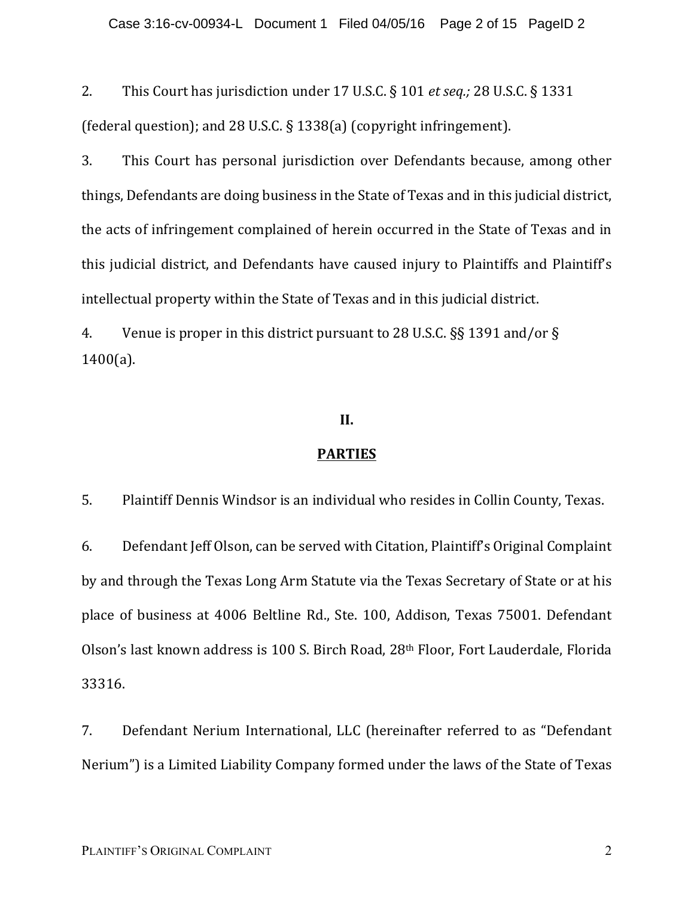2. This Court has jurisdiction under 17 U.S.C. § 101 *et seq.;* 28 U.S.C. § 1331 (federal question); and 28 U.S.C. § 1338(a) (copyright infringement).

3. This Court has personal jurisdiction over Defendants because, among other things, Defendants are doing business in the State of Texas and in this judicial district, the acts of infringement complained of herein occurred in the State of Texas and in this judicial district, and Defendants have caused injury to Plaintiffs and Plaintiff's intellectual property within the State of Texas and in this judicial district.

4. Venue is proper in this district pursuant to 28 U.S.C. §§ 1391 and/or § 1400(a).

## II.

## PARTIES

5. Plaintiff Dennis Windsor is an individual who resides in Collin County, Texas.

6. Defendant Jeff Olson, can be served with Citation, Plaintiff's Original Complaint by and through the Texas Long Arm Statute via the Texas Secretary of State or at his place of business at 4006 Beltline Rd., Ste. 100, Addison, Texas 75001. Defendant Olson's last known address is 100 S. Birch Road, 28th Floor, Fort Lauderdale, Florida 33316.

7. Defendant Nerium International, LLC (hereinafter referred to as "Defendant Nerium") is a Limited Liability Company formed under the laws of the State of Texas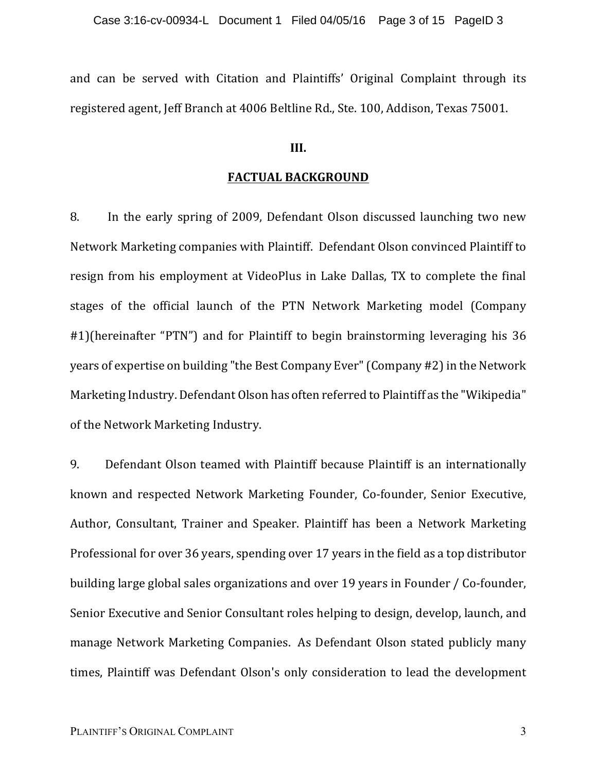and can be served with Citation and Plaintiffs' Original Complaint through its registered agent, Jeff Branch at 4006 Beltline Rd., Ste. 100, Addison, Texas 75001.

**III.**

## FACTUAL BACKGROUND

8. In the early spring of 2009, Defendant Olson discussed launching two new Network Marketing companies with Plaintiff. Defendant Olson convinced Plaintiff to resign from his employment at VideoPlus in Lake Dallas, TX to complete the final stages of the official launch of the PTN Network Marketing model (Company #1)(hereinafter "PTN") and for Plaintiff to begin brainstorming leveraging his 36 years of expertise on building "the Best Company Ever" (Company #2) in the Network Marketing Industry. Defendant Olson has often referred to Plaintiff as the "Wikipedia" of the Network Marketing Industry.

9. Defendant Olson teamed with Plaintiff because Plaintiff is an internationally known and respected Network Marketing Founder, Co-founder, Senior Executive, Author, Consultant, Trainer and Speaker. Plaintiff has been a Network Marketing Professional for over 36 years, spending over 17 years in the field as a top distributor building large global sales organizations and over 19 years in Founder / Co-founder, Senior Executive and Senior Consultant roles helping to design, develop, launch, and manage Network Marketing Companies. As Defendant Olson stated publicly many times, Plaintiff was Defendant Olson's only consideration to lead the development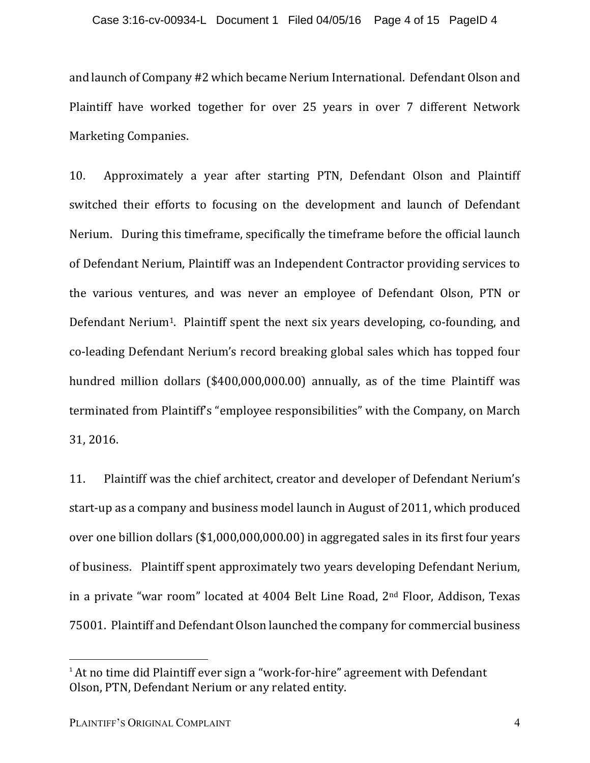and launch of Company #2 which became Nerium International. Defendant Olson and Plaintiff have worked together for over 25 years in over 7 different Network Marketing Companies.

10. Approximately a year after starting PTN, Defendant Olson and Plaintiff switched their efforts to focusing on the development and launch of Defendant Nerium. During this timeframe, specifically the timeframe before the official launch of Defendant Nerium, Plaintiff was an Independent Contractor providing services to the various ventures, and was never an employee of Defendant Olson, PTN or Defendant Nerium[1]. Plaintiff spent the next six years developing, co-founding, and co-leading Defendant Nerium's record breaking global sales which has topped four hundred million dollars ($400,000,000.00) annually, as of the time Plaintiff was terminated from Plaintiff's "employee responsibilities" with the Company, on March 31, 2016.

11. Plaintiff was the chief architect, creator and developer of Defendant Nerium's start-up as a company and business model launch in August of 2011, which produced over one billion dollars ($1,000,000,000.00) in aggregated sales in its first four years of business. Plaintiff spent approximately two years developing Defendant Nerium, in a private "war room" located at 4004 Belt Line Road, 2nd Floor, Addison, Texas 75001. Plaintiff and Defendant Olson launched the company for commercial business

---

[1] At no time did Plaintiff ever sign a "work-for-hire" agreement with Defendant Olson, PTN, Defendant Nerium or any related entity.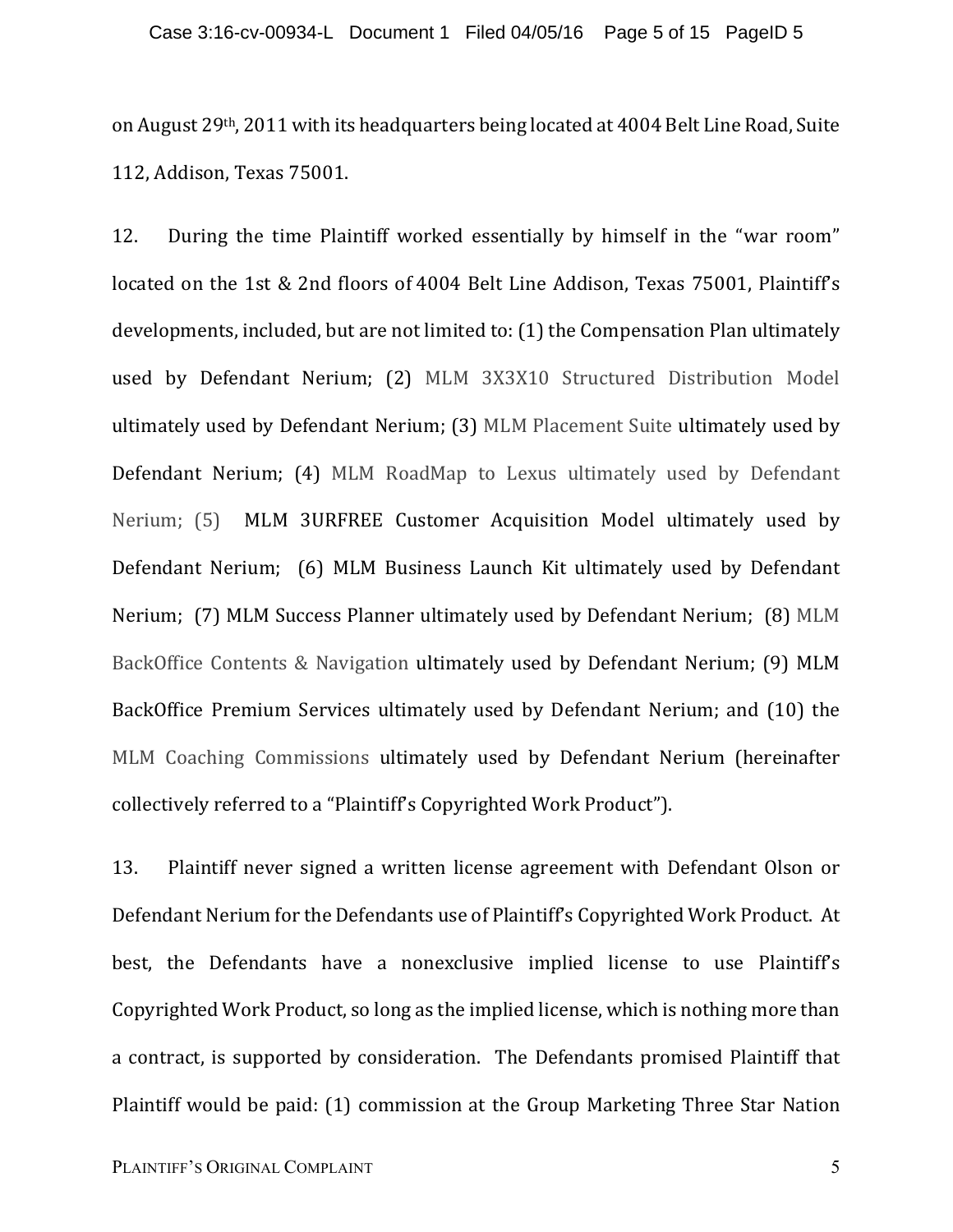on August 29th, 2011 with its headquarters being located at 4004 Belt Line Road, Suite 112, Addison, Texas 75001.

12. During the time Plaintiff worked essentially by himself in the "war room" located on the 1st & 2nd floors of 4004 Belt Line Addison, Texas 75001, Plaintiff's developments, included, but are not limited to: (1) the Compensation Plan ultimately used by Defendant Nerium; (2) MLM 3X3X10 Structured Distribution Model ultimately used by Defendant Nerium; (3) MLM Placement Suite ultimately used by Defendant Nerium; (4) MLM RoadMap to Lexus ultimately used by Defendant Nerium; (5) MLM 3URFREE Customer Acquisition Model ultimately used by Defendant Nerium; (6) MLM Business Launch Kit ultimately used by Defendant Nerium; (7) MLM Success Planner ultimately used by Defendant Nerium; (8) MLM BackOffice Contents & Navigation ultimately used by Defendant Nerium; (9) MLM BackOffice Premium Services ultimately used by Defendant Nerium; and (10) the MLM Coaching Commissions ultimately used by Defendant Nerium (hereinafter collectively referred to a "Plaintiff's Copyrighted Work Product").

13. Plaintiff never signed a written license agreement with Defendant Olson or Defendant Nerium for the Defendants use of Plaintiff's Copyrighted Work Product. At best, the Defendants have a nonexclusive implied license to use Plaintiff's Copyrighted Work Product, so long as the implied license, which is nothing more than a contract, is supported by consideration. The Defendants promised Plaintiff that Plaintiff would be paid: (1) commission at the Group Marketing Three Star Nation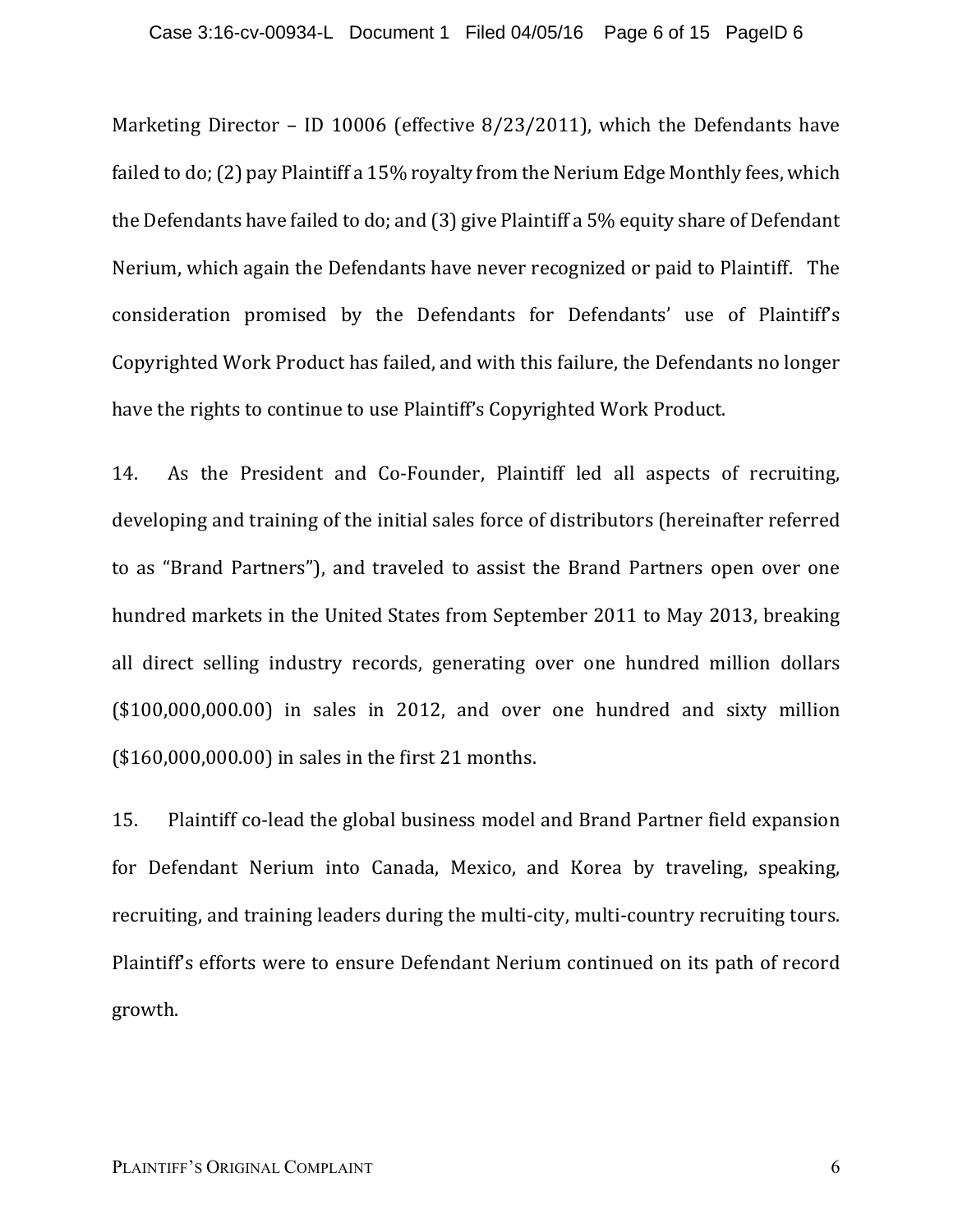Marketing Director – ID 10006 (effective 8/23/2011), which the Defendants have failed to do; (2) pay Plaintiff a 15% royalty from the Nerium Edge Monthly fees, which the Defendants have failed to do; and (3) give Plaintiff a 5% equity share of Defendant Nerium, which again the Defendants have never recognized or paid to Plaintiff. The consideration promised by the Defendants for Defendants' use of Plaintiff's Copyrighted Work Product has failed, and with this failure, the Defendants no longer have the rights to continue to use Plaintiff's Copyrighted Work Product.

14. As the President and Co-Founder, Plaintiff led all aspects of recruiting, developing and training of the initial sales force of distributors (hereinafter referred to as "Brand Partners"), and traveled to assist the Brand Partners open over one hundred markets in the United States from September 2011 to May 2013, breaking all direct selling industry records, generating over one hundred million dollars ($100,000,000.00) in sales in 2012, and over one hundred and sixty million ($160,000,000.00) in sales in the first 21 months.

15. Plaintiff co-lead the global business model and Brand Partner field expansion for Defendant Nerium into Canada, Mexico, and Korea by traveling, speaking, recruiting, and training leaders during the multi-city, multi-country recruiting tours. Plaintiff's efforts were to ensure Defendant Nerium continued on its path of record growth.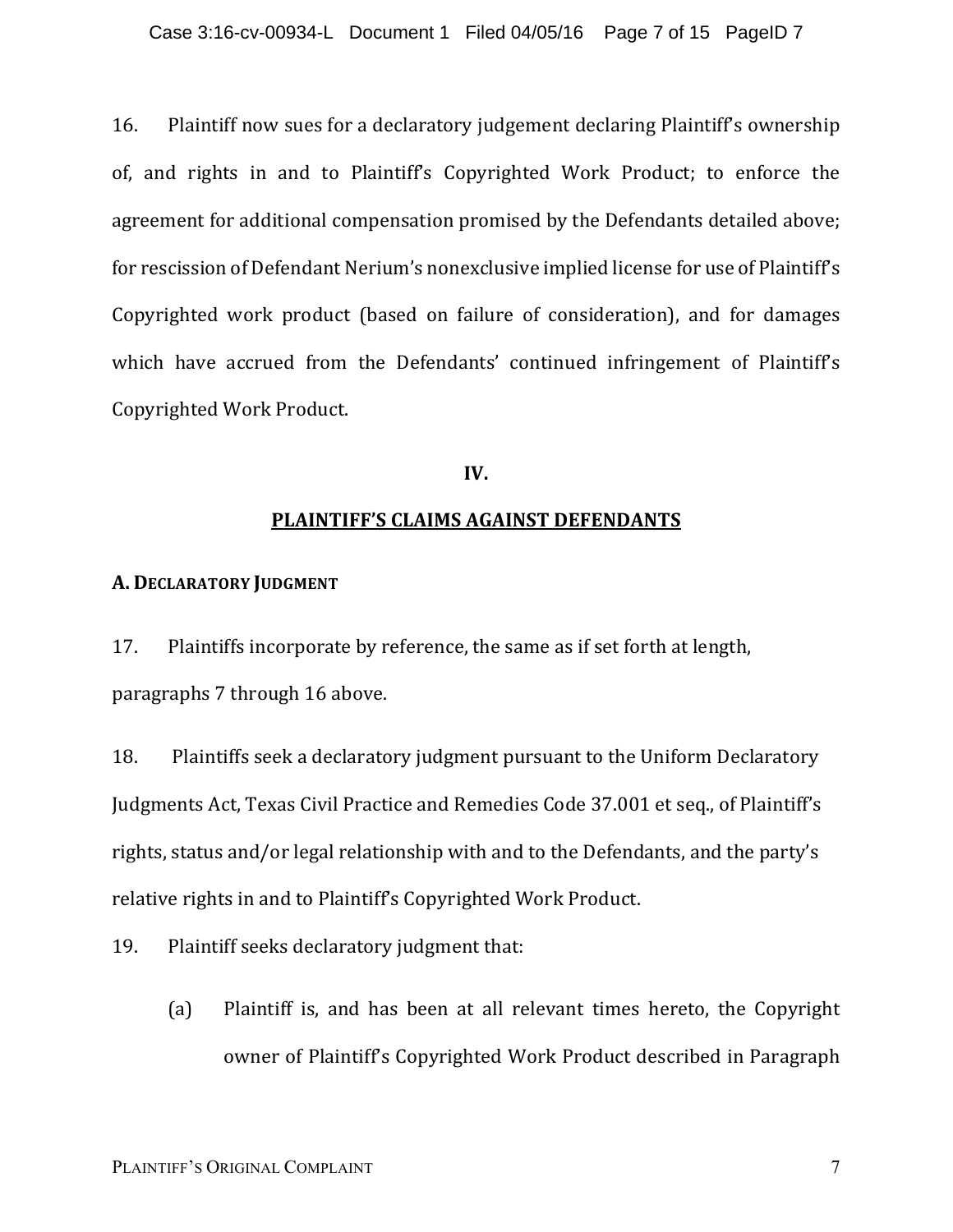16. Plaintiff now sues for a declaratory judgement declaring Plaintiff's ownership of, and rights in and to Plaintiff's Copyrighted Work Product; to enforce the agreement for additional compensation promised by the Defendants detailed above; for rescission of Defendant Nerium's nonexclusive implied license for use of Plaintiff's Copyrighted work product (based on failure of consideration), and for damages which have accrued from the Defendants' continued infringement of Plaintiff's Copyrighted Work Product.

## IV.

## PLAINTIFF'S CLAIMS AGAINST DEFENDANTS

### A. DECLARATORY JUDGMENT

17. Plaintiffs incorporate by reference, the same as if set forth at length, paragraphs 7 through 16 above.

18. Plaintiffs seek a declaratory judgment pursuant to the Uniform Declaratory Judgments Act, Texas Civil Practice and Remedies Code 37.001 et seq., of Plaintiff's rights, status and/or legal relationship with and to the Defendants, and the party's relative rights in and to Plaintiff's Copyrighted Work Product.

19. Plaintiff seeks declaratory judgment that:

(a) Plaintiff is, and has been at all relevant times hereto, the Copyright owner of Plaintiff's Copyrighted Work Product described in Paragraph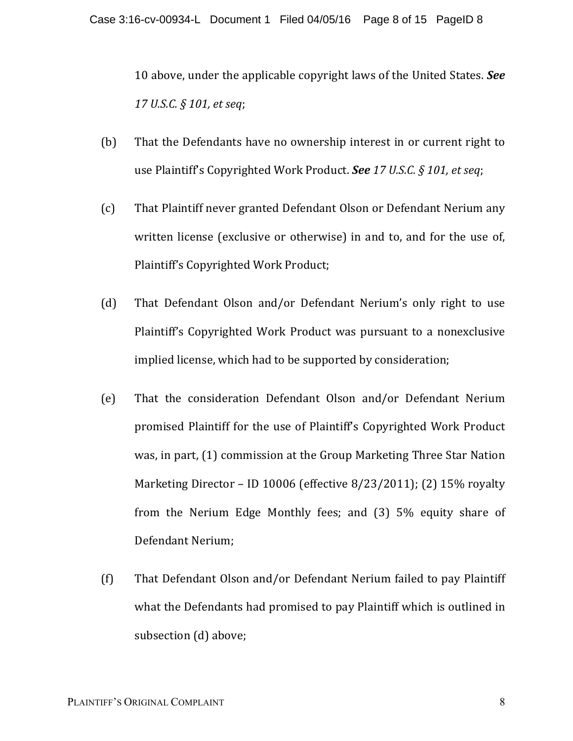10 above, under the applicable copyright laws of the United States. ***See*** *17 U.S.C. § 101, et seq*;

(b) That the Defendants have no ownership interest in or current right to use Plaintiff's Copyrighted Work Product. ***See*** *17 U.S.C. § 101, et seq*;

(c) That Plaintiff never granted Defendant Olson or Defendant Nerium any written license (exclusive or otherwise) in and to, and for the use of, Plaintiff's Copyrighted Work Product;

(d) That Defendant Olson and/or Defendant Nerium's only right to use Plaintiff's Copyrighted Work Product was pursuant to a nonexclusive implied license, which had to be supported by consideration;

(e) That the consideration Defendant Olson and/or Defendant Nerium promised Plaintiff for the use of Plaintiff's Copyrighted Work Product was, in part, (1) commission at the Group Marketing Three Star Nation Marketing Director – ID 10006 (effective 8/23/2011); (2) 15% royalty from the Nerium Edge Monthly fees; and (3) 5% equity share of Defendant Nerium;

(f) That Defendant Olson and/or Defendant Nerium failed to pay Plaintiff what the Defendants had promised to pay Plaintiff which is outlined in subsection (d) above;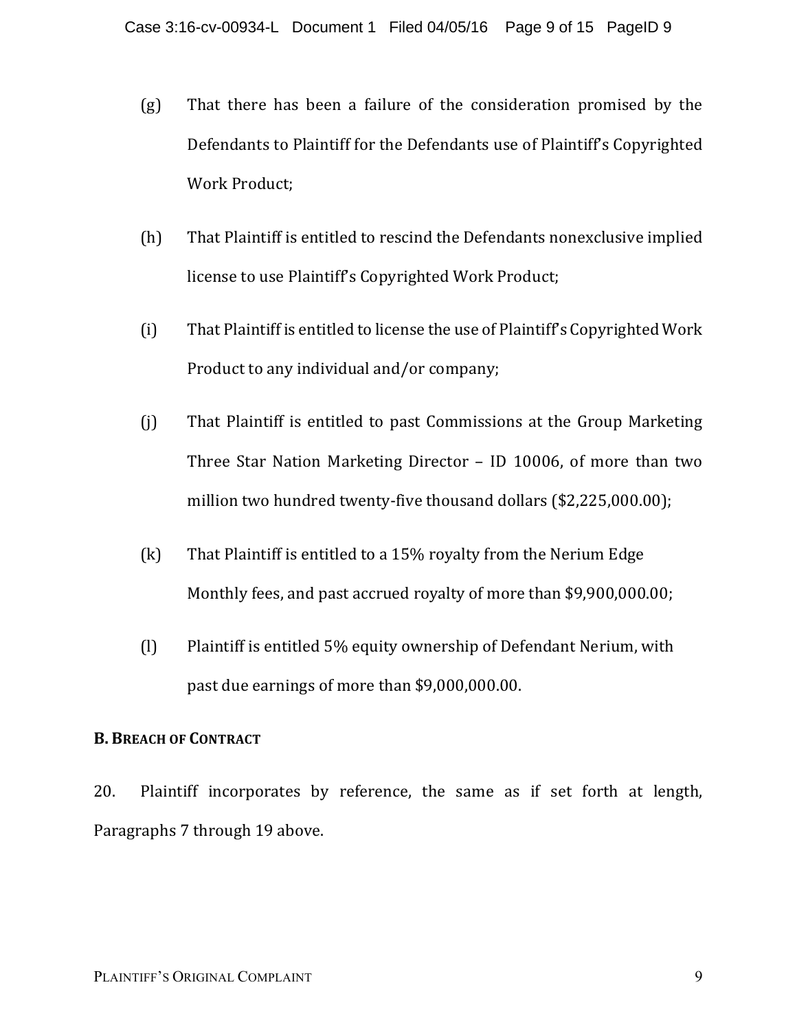(g) That there has been a failure of the consideration promised by the Defendants to Plaintiff for the Defendants use of Plaintiff's Copyrighted Work Product;

(h) That Plaintiff is entitled to rescind the Defendants nonexclusive implied license to use Plaintiff's Copyrighted Work Product;

(i) That Plaintiff is entitled to license the use of Plaintiff's Copyrighted Work Product to any individual and/or company;

(j) That Plaintiff is entitled to past Commissions at the Group Marketing Three Star Nation Marketing Director – ID 10006, of more than two million two hundred twenty-five thousand dollars ($2,225,000.00);

(k) That Plaintiff is entitled to a 15% royalty from the Nerium Edge Monthly fees, and past accrued royalty of more than $9,900,000.00;

(l) Plaintiff is entitled 5% equity ownership of Defendant Nerium, with past due earnings of more than $9,000,000.00.

**B. BREACH OF CONTRACT**

20. Plaintiff incorporates by reference, the same as if set forth at length, Paragraphs 7 through 19 above.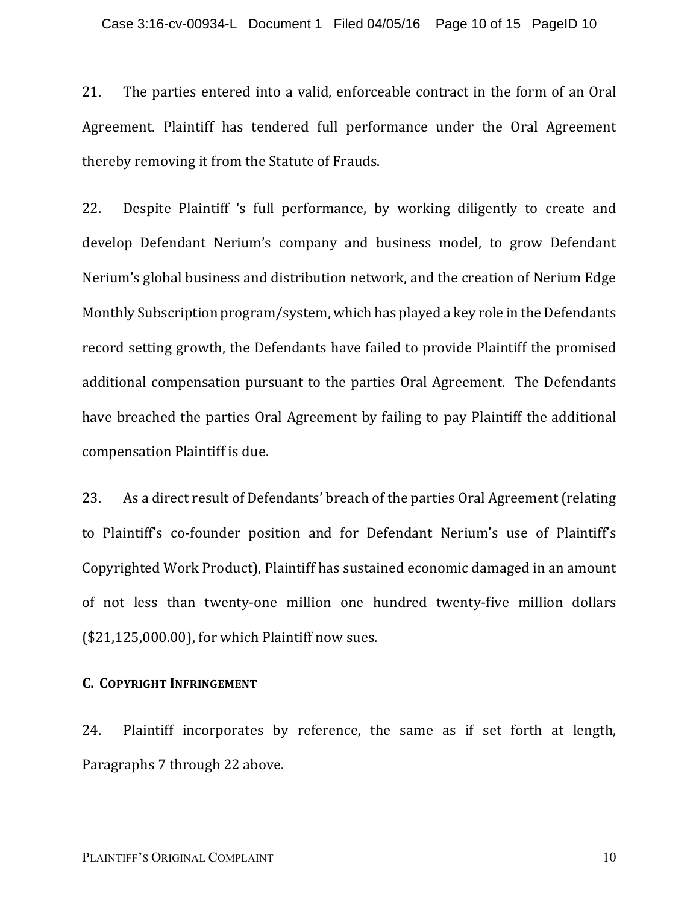21. The parties entered into a valid, enforceable contract in the form of an Oral Agreement. Plaintiff has tendered full performance under the Oral Agreement thereby removing it from the Statute of Frauds.

22. Despite Plaintiff 's full performance, by working diligently to create and develop Defendant Nerium's company and business model, to grow Defendant Nerium's global business and distribution network, and the creation of Nerium Edge Monthly Subscription program/system, which has played a key role in the Defendants record setting growth, the Defendants have failed to provide Plaintiff the promised additional compensation pursuant to the parties Oral Agreement. The Defendants have breached the parties Oral Agreement by failing to pay Plaintiff the additional compensation Plaintiff is due.

23. As a direct result of Defendants' breach of the parties Oral Agreement (relating to Plaintiff's co-founder position and for Defendant Nerium's use of Plaintiff's Copyrighted Work Product), Plaintiff has sustained economic damaged in an amount of not less than twenty-one million one hundred twenty-five million dollars ($21,125,000.00), for which Plaintiff now sues.

**C. COPYRIGHT INFRINGEMENT**

24. Plaintiff incorporates by reference, the same as if set forth at length, Paragraphs 7 through 22 above.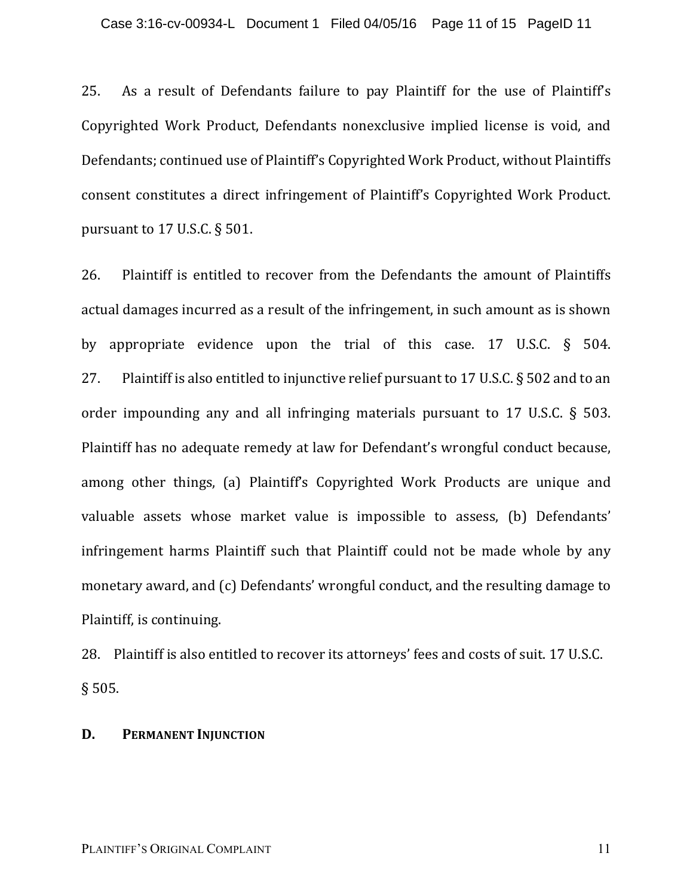25. As a result of Defendants failure to pay Plaintiff for the use of Plaintiff's Copyrighted Work Product, Defendants nonexclusive implied license is void, and Defendants; continued use of Plaintiff's Copyrighted Work Product, without Plaintiffs consent constitutes a direct infringement of Plaintiff's Copyrighted Work Product. pursuant to 17 U.S.C. § 501.

26. Plaintiff is entitled to recover from the Defendants the amount of Plaintiffs actual damages incurred as a result of the infringement, in such amount as is shown by appropriate evidence upon the trial of this case. 17 U.S.C. § 504.

27. Plaintiff is also entitled to injunctive relief pursuant to 17 U.S.C. § 502 and to an order impounding any and all infringing materials pursuant to 17 U.S.C. § 503. Plaintiff has no adequate remedy at law for Defendant's wrongful conduct because, among other things, (a) Plaintiff's Copyrighted Work Products are unique and valuable assets whose market value is impossible to assess, (b) Defendants' infringement harms Plaintiff such that Plaintiff could not be made whole by any monetary award, and (c) Defendants' wrongful conduct, and the resulting damage to Plaintiff, is continuing.

28. Plaintiff is also entitled to recover its attorneys' fees and costs of suit. 17 U.S.C. § 505.

## D. PERMANENT INJUNCTION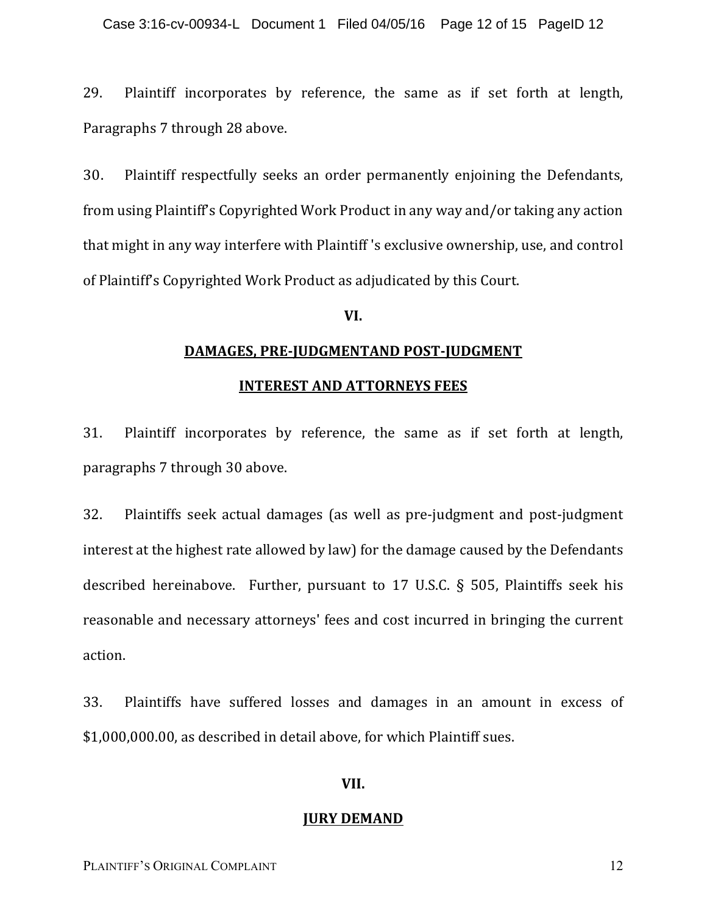29. Plaintiff incorporates by reference, the same as if set forth at length, Paragraphs 7 through 28 above.

30. Plaintiff respectfully seeks an order permanently enjoining the Defendants, from using Plaintiff's Copyrighted Work Product in any way and/or taking any action that might in any way interfere with Plaintiff 's exclusive ownership, use, and control of Plaintiff's Copyrighted Work Product as adjudicated by this Court.

## VI.

## DAMAGES, PRE-JUDGMENTAND POST-JUDGMENT INTEREST AND ATTORNEYS FEES

31. Plaintiff incorporates by reference, the same as if set forth at length, paragraphs 7 through 30 above.

32. Plaintiffs seek actual damages (as well as pre-judgment and post-judgment interest at the highest rate allowed by law) for the damage caused by the Defendants described hereinabove. Further, pursuant to 17 U.S.C. § 505, Plaintiffs seek his reasonable and necessary attorneys' fees and cost incurred in bringing the current action.

33. Plaintiffs have suffered losses and damages in an amount in excess of $1,000,000.00, as described in detail above, for which Plaintiff sues.

## VII.

## JURY DEMAND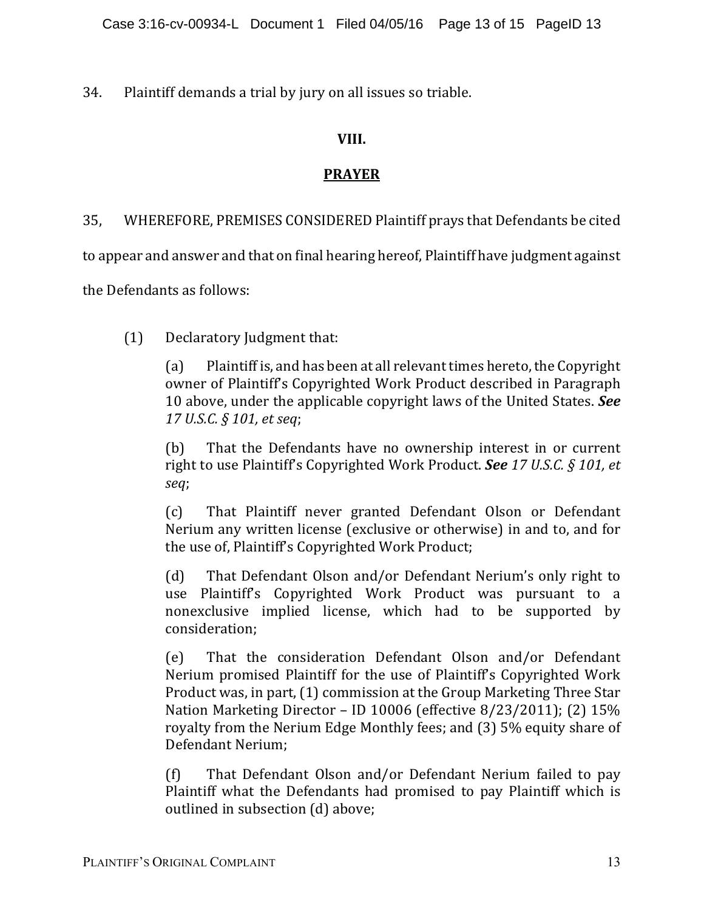34. Plaintiff demands a trial by jury on all issues so triable.

## VIII.

## PRAYER

35, WHEREFORE, PREMISES CONSIDERED Plaintiff prays that Defendants be cited to appear and answer and that on final hearing hereof, Plaintiff have judgment against the Defendants as follows:

(1) Declaratory Judgment that:

(a) Plaintiff is, and has been at all relevant times hereto, the Copyright owner of Plaintiff's Copyrighted Work Product described in Paragraph 10 above, under the applicable copyright laws of the United States. ***See*** *17 U.S.C. § 101, et seq*;

(b) That the Defendants have no ownership interest in or current right to use Plaintiff's Copyrighted Work Product. ***See*** *17 U.S.C. § 101, et seq*;

(c) That Plaintiff never granted Defendant Olson or Defendant Nerium any written license (exclusive or otherwise) in and to, and for the use of, Plaintiff's Copyrighted Work Product;

(d) That Defendant Olson and/or Defendant Nerium's only right to use Plaintiff's Copyrighted Work Product was pursuant to a nonexclusive implied license, which had to be supported by consideration;

(e) That the consideration Defendant Olson and/or Defendant Nerium promised Plaintiff for the use of Plaintiff's Copyrighted Work Product was, in part, (1) commission at the Group Marketing Three Star Nation Marketing Director – ID 10006 (effective 8/23/2011); (2) 15% royalty from the Nerium Edge Monthly fees; and (3) 5% equity share of Defendant Nerium;

(f) That Defendant Olson and/or Defendant Nerium failed to pay Plaintiff what the Defendants had promised to pay Plaintiff which is outlined in subsection (d) above;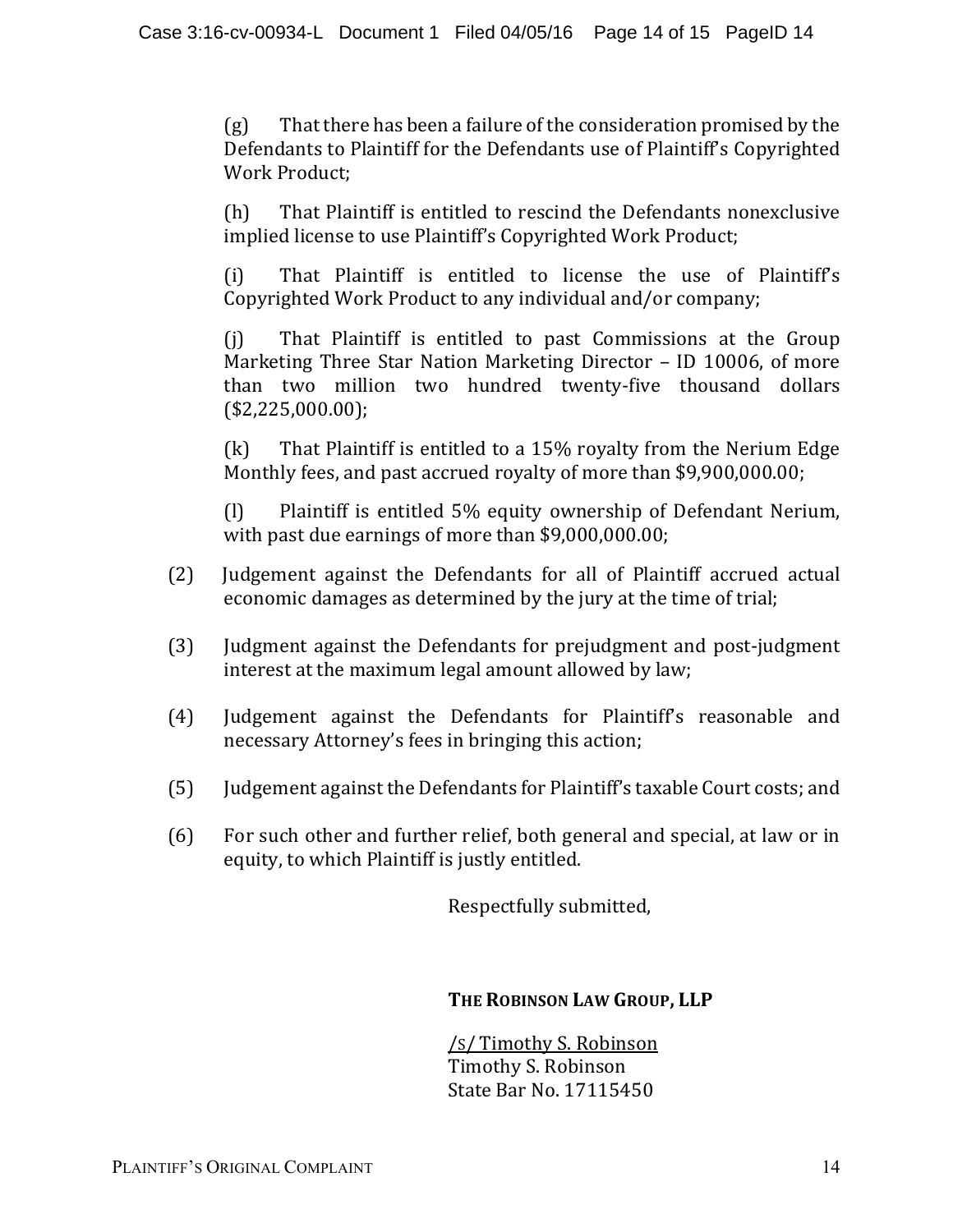(g) That there has been a failure of the consideration promised by the Defendants to Plaintiff for the Defendants use of Plaintiff's Copyrighted Work Product;

(h) That Plaintiff is entitled to rescind the Defendants nonexclusive implied license to use Plaintiff's Copyrighted Work Product;

(i) That Plaintiff is entitled to license the use of Plaintiff's Copyrighted Work Product to any individual and/or company;

(j) That Plaintiff is entitled to past Commissions at the Group Marketing Three Star Nation Marketing Director – ID 10006, of more than two million two hundred twenty-five thousand dollars ($2,225,000.00);

(k) That Plaintiff is entitled to a 15% royalty from the Nerium Edge Monthly fees, and past accrued royalty of more than $9,900,000.00;

(l) Plaintiff is entitled 5% equity ownership of Defendant Nerium, with past due earnings of more than $9,000,000.00;

(2) Judgement against the Defendants for all of Plaintiff accrued actual economic damages as determined by the jury at the time of trial;

(3) Judgment against the Defendants for prejudgment and post-judgment interest at the maximum legal amount allowed by law;

(4) Judgement against the Defendants for Plaintiff's reasonable and necessary Attorney's fees in bringing this action;

(5) Judgement against the Defendants for Plaintiff's taxable Court costs; and

(6) For such other and further relief, both general and special, at law or in equity, to which Plaintiff is justly entitled.

Respectfully submitted,

**THE ROBINSON LAW GROUP, LLP**

/S/ Timothy S. Robinson
Timothy S. Robinson
State Bar No. 17115450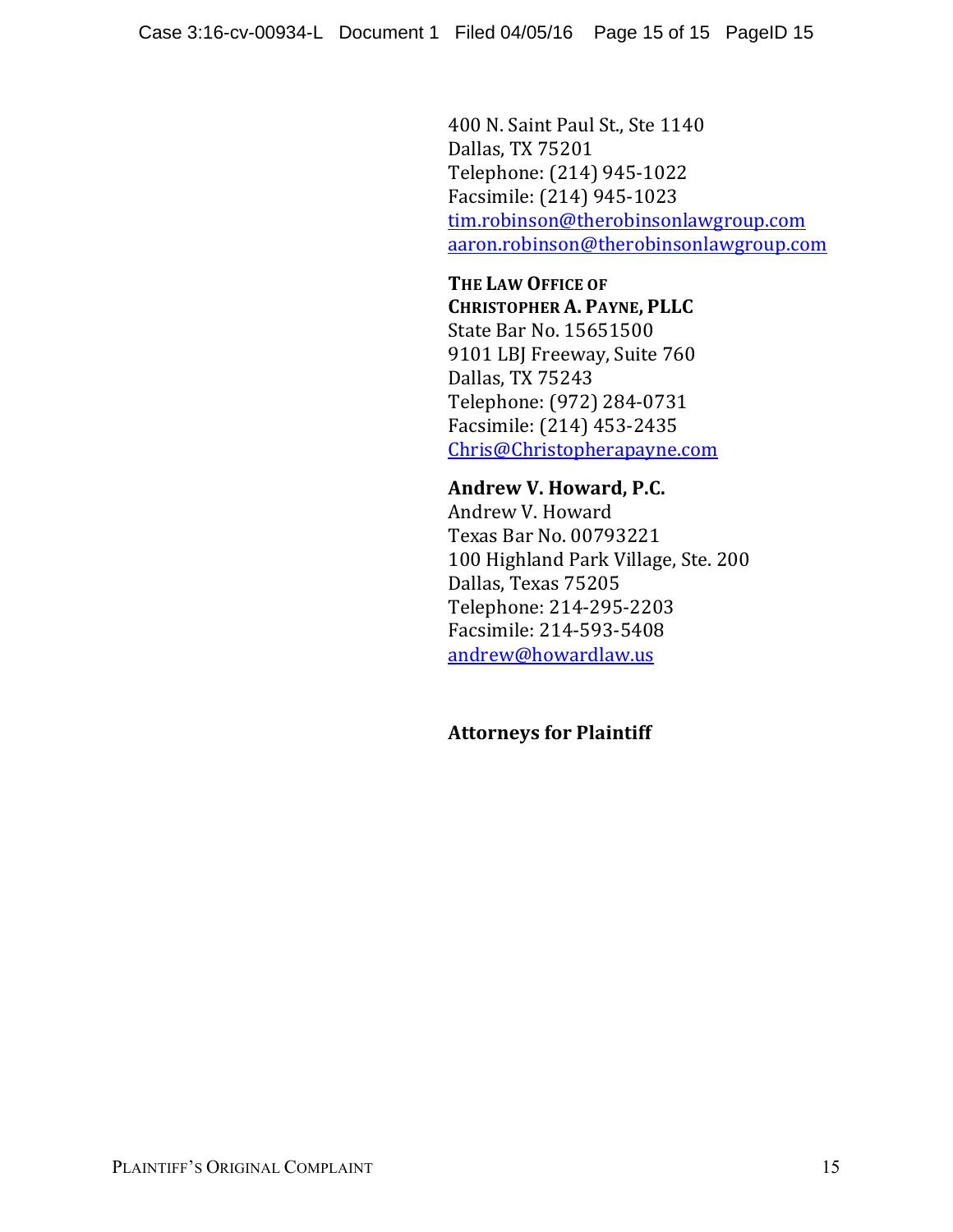400 N. Saint Paul St., Ste 1140
Dallas, TX 75201
Telephone: (214) 945-1022
Facsimile: (214) 945-1023
tim.robinson@therobinsonlawgroup.com
aaron.robinson@therobinsonlawgroup.com

**THE LAW OFFICE OF**
**CHRISTOPHER A. PAYNE, PLLC**
State Bar No. 15651500
9101 LBJ Freeway, Suite 760
Dallas, TX 75243
Telephone: (972) 284-0731
Facsimile: (214) 453-2435
Chris@Christopherapayne.com

**Andrew V. Howard, P.C.**
Andrew V. Howard
Texas Bar No. 00793221
100 Highland Park Village, Ste. 200
Dallas, Texas 75205
Telephone: 214-295-2203
Facsimile: 214-593-5408
andrew@howardlaw.us

**Attorneys for Plaintiff**